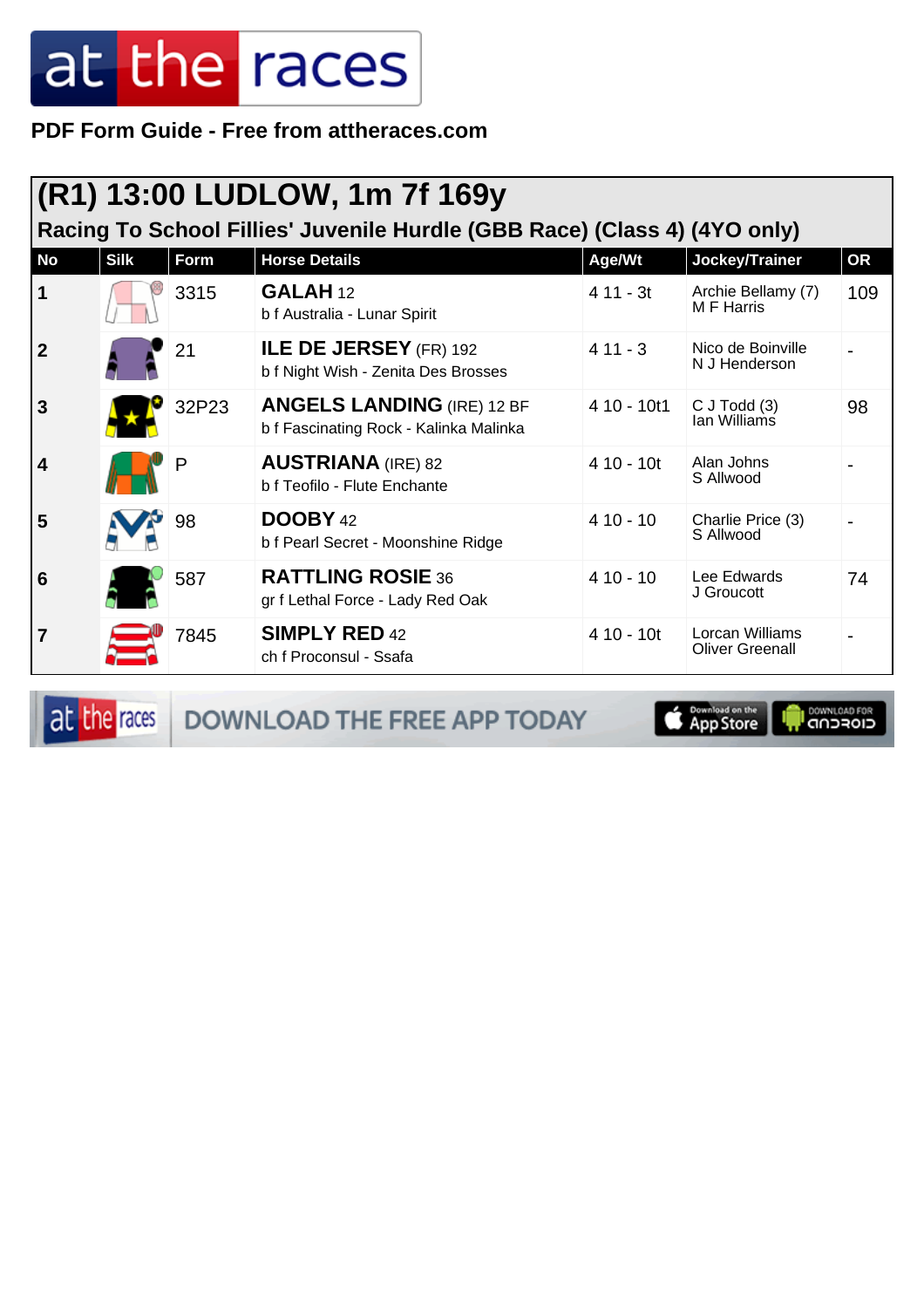PDF Form Guide - Free from attheraces.com

## (R1) 13:00 LUDLOW, 1m 7f 169y

### Racing To School Fillies' Juvenile Hurdle (GBB Race) (Class 4) (4YO only)

| No | Silk | Form | Horse Details | Age/Wt | Jockey/Trainer | OR |
|---|---|---|---|---|---|---|
| 1 | | 3315 | **GALAH** 12<br>b f Australia - Lunar Spirit | 4 11 - 3t | Archie Bellamy (7)<br>M F Harris | 109 |
| 2 | | 21 | **ILE DE JERSEY** (FR) 192<br>b f Night Wish - Zenita Des Brosses | 4 11 - 3 | Nico de Boinville<br>N J Henderson | - |
| 3 | | 32P23 | **ANGELS LANDING** (IRE) 12 BF<br>b f Fascinating Rock - Kalinka Malinka | 4 10 - 10t1 | C J Todd (3)<br>Ian Williams | 98 |
| 4 | | P | **AUSTRIANA** (IRE) 82<br>b f Teofilo - Flute Enchante | 4 10 - 10t | Alan Johns<br>S Allwood | - |
| 5 | | 98 | **DOOBY** 42<br>b f Pearl Secret - Moonshine Ridge | 4 10 - 10 | Charlie Price (3)<br>S Allwood | - |
| 6 | | 587 | **RATTLING ROSIE** 36<br>gr f Lethal Force - Lady Red Oak | 4 10 - 10 | Lee Edwards<br>J Groucott | 74 |
| 7 | | 7845 | **SIMPLY RED** 42<br>ch f Proconsul - Ssafa | 4 10 - 10t | Lorcan Williams<br>Oliver Greenall | - |

DOWNLOAD THE FREE APP TODAY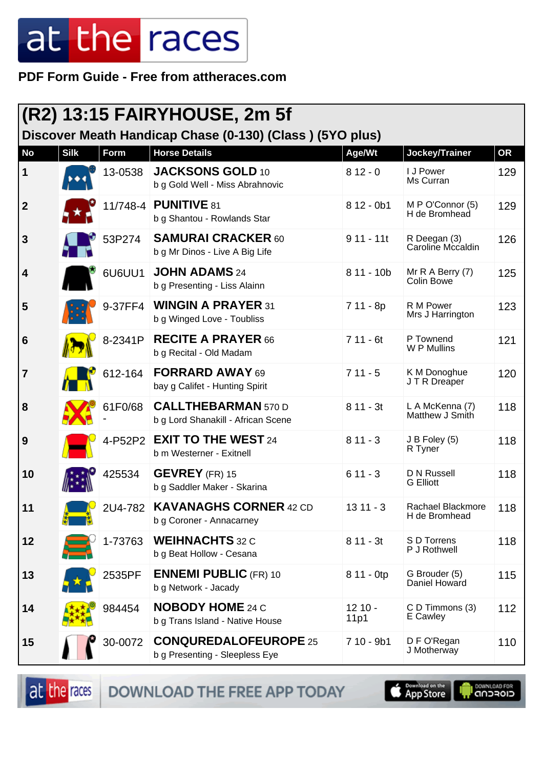# at the races

**PDF Form Guide - Free from attheraces.com**

## (R2) 13:15 FAIRYHOUSE, 2m 5f

### Discover Meath Handicap Chase (0-130) (Class ) (5YO plus)

| No | Silk | Form | Horse Details | Age/Wt | Jockey/Trainer | OR |
|---|---|---|---|---|---|---|
| 1 | | 13-0538 | **JACKSONS GOLD** 10<br>b g Gold Well - Miss Abrahnovic | 8 12 - 0 | I J Power<br>Ms Curran | 129 |
| 2 | | 11/748-4 | **PUNITIVE** 81<br>b g Shantou - Rowlands Star | 8 12 - 0b1 | M P O'Connor (5)<br>H de Bromhead | 129 |
| 3 | | 53P274 | **SAMURAI CRACKER** 60<br>b g Mr Dinos - Live A Big Life | 9 11 - 11t | R Deegan (3)<br>Caroline Mccaldin | 126 |
| 4 | | 6U6UU1 | **JOHN ADAMS** 24<br>b g Presenting - Liss Alainn | 8 11 - 10b | Mr R A Berry (7)<br>Colin Bowe | 125 |
| 5 | | 9-37FF4 | **WINGIN A PRAYER** 31<br>b g Winged Love - Toubliss | 7 11 - 8p | R M Power<br>Mrs J Harrington | 123 |
| 6 | | 8-2341P | **RECITE A PRAYER** 66<br>b g Recital - Old Madam | 7 11 - 6t | P Townend<br>W P Mullins | 121 |
| 7 | | 612-164 | **FORRARD AWAY** 69<br>bay g Califet - Hunting Spirit | 7 11 - 5 | K M Donoghue<br>J T R Dreaper | 120 |
| 8 | | 61F0/68- | **CALLTHEBARMAN** 570 D<br>b g Lord Shanakill - African Scene | 8 11 - 3t | L A McKenna (7)<br>Matthew J Smith | 118 |
| 9 | | 4-P52P2 | **EXIT TO THE WEST** 24<br>b m Westerner - Exitnell | 8 11 - 3 | J B Foley (5)<br>R Tyner | 118 |
| 10 | | 425534 | **GEVREY** (FR) 15<br>b g Saddler Maker - Skarina | 6 11 - 3 | D N Russell<br>G Elliott | 118 |
| 11 | | 2U4-782 | **KAVANAGHS CORNER** 42 CD<br>b g Coroner - Annacarney | 13 11 - 3 | Rachael Blackmore<br>H de Bromhead | 118 |
| 12 | | 1-73763 | **WEIHNACHTS** 32 C<br>b g Beat Hollow - Cesana | 8 11 - 3t | S D Torrens<br>P J Rothwell | 118 |
| 13 | | 2535PF | **ENNEMI PUBLIC** (FR) 10<br>b g Network - Jacady | 8 11 - 0tp | G Brouder (5)<br>Daniel Howard | 115 |
| 14 | | 984454 | **NOBODY HOME** 24 C<br>b g Trans Island - Native House | 12 10 - 11p1 | C D Timmons (3)<br>E Cawley | 112 |
| 15 | | 30-0072 | **CONQUEREDALOFEUROPE** 25<br>b g Presenting - Sleepless Eye | 7 10 - 9b1 | D F O'Regan<br>J Motherway | 110 |

DOWNLOAD THE FREE APP TODAY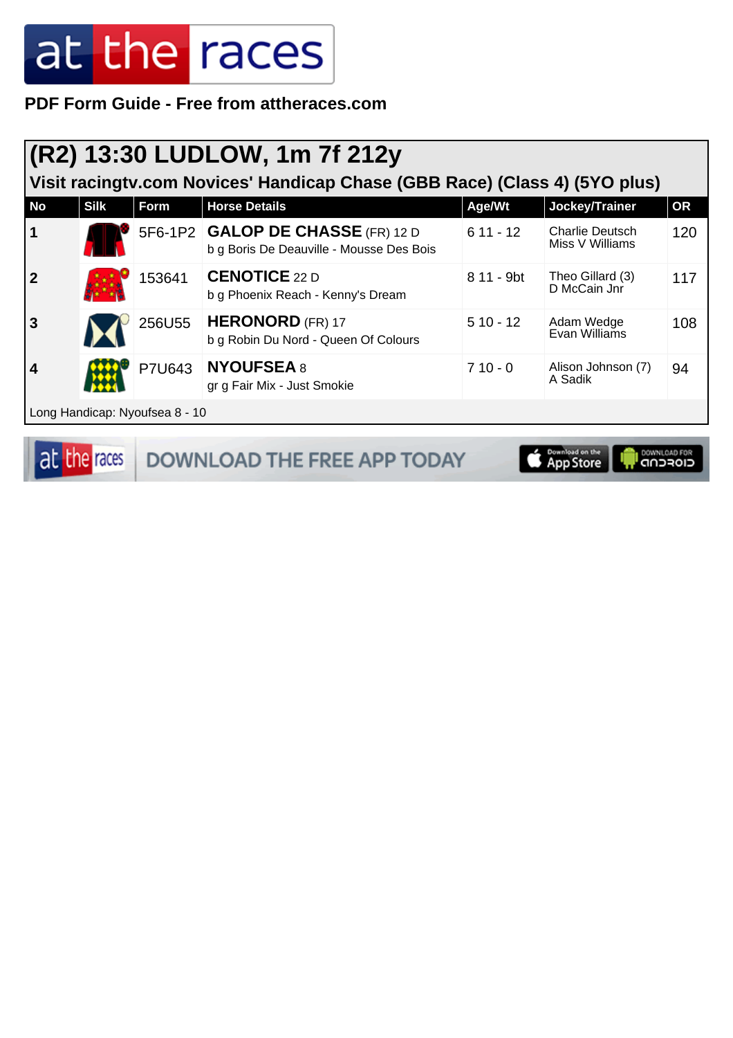**PDF Form Guide - Free from attheraces.com**

## (R2) 13:30 LUDLOW, 1m 7f 212y

### Visit racingtv.com Novices' Handicap Chase (GBB Race) (Class 4) (5YO plus)

| No | Silk | Form | Horse Details | Age/Wt | Jockey/Trainer | OR |
|---|---|---|---|---|---|---|
| 1 | | 5F6-1P2 | **GALOP DE CHASSE** (FR) 12 D<br>b g Boris De Deauville - Mousse Des Bois | 6 11 - 12 | Charlie Deutsch<br>Miss V Williams | 120 |
| 2 | | 153641 | **CENOTICE** 22 D<br>b g Phoenix Reach - Kenny's Dream | 8 11 - 9bt | Theo Gillard (3)<br>D McCain Jnr | 117 |
| 3 | | 256U55 | **HERONORD** (FR) 17<br>b g Robin Du Nord - Queen Of Colours | 5 10 - 12 | Adam Wedge<br>Evan Williams | 108 |
| 4 | | P7U643 | **NYOUFSEA** 8<br>gr g Fair Mix - Just Smokie | 7 10 - 0 | Alison Johnson (7)<br>A Sadik | 94 |

Long Handicap: Nyoufsea 8 - 10

DOWNLOAD THE FREE APP TODAY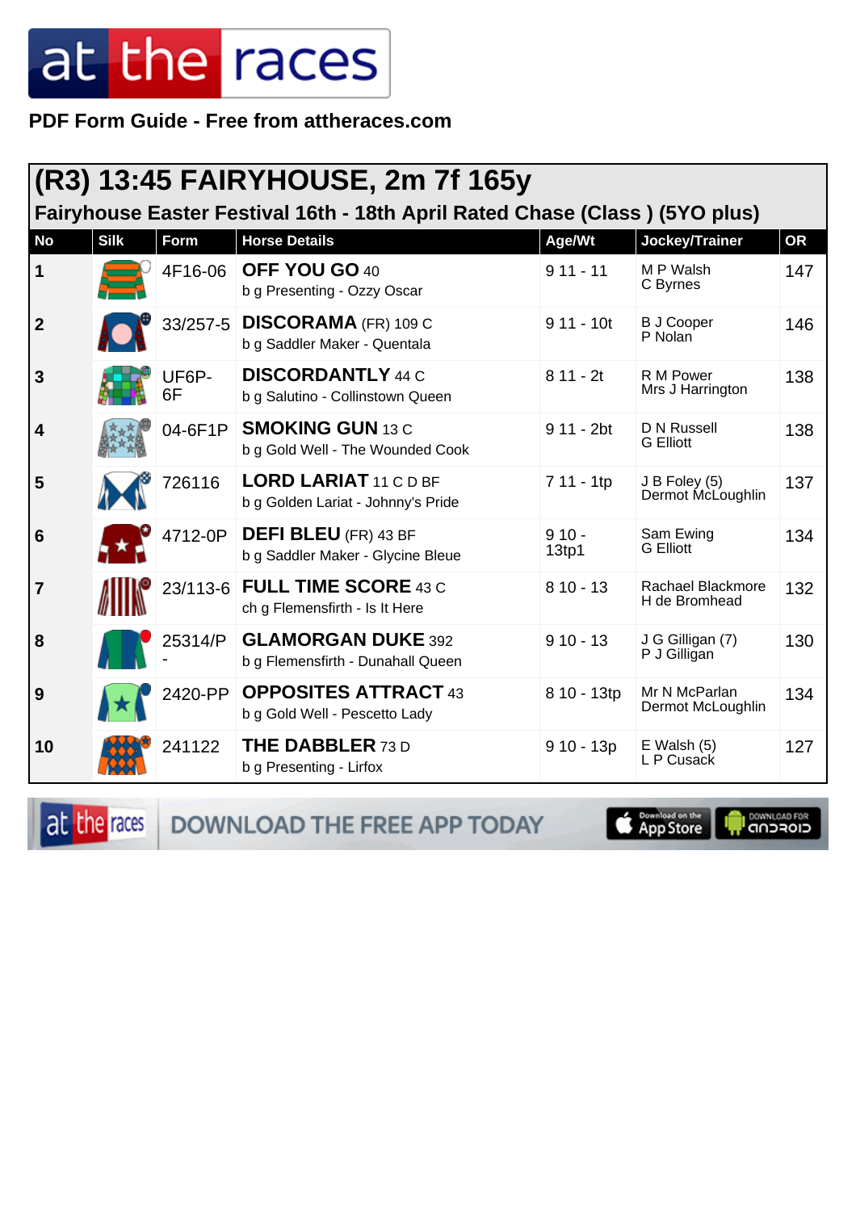PDF Form Guide - Free from attheraces.com

## (R3) 13:45 FAIRYHOUSE, 2m 7f 165y

### Fairyhouse Easter Festival 16th - 18th April Rated Chase (Class ) (5YO plus)

| No | Silk | Form | Horse Details | Age/Wt | Jockey/Trainer | OR |
|---|---|---|---|---|---|---|
| 1 | | 4F16-06 | **OFF YOU GO** 40<br>b g Presenting - Ozzy Oscar | 9 11 - 11 | M P Walsh<br>C Byrnes | 147 |
| 2 | | 33/257-5 | **DISCORAMA** (FR) 109 C<br>b g Saddler Maker - Quentala | 9 11 - 10t | B J Cooper<br>P Nolan | 146 |
| 3 | | UF6P-6F | **DISCORDANTLY** 44 C<br>b g Salutino - Collinstown Queen | 8 11 - 2t | R M Power<br>Mrs J Harrington | 138 |
| 4 | | 04-6F1P | **SMOKING GUN** 13 C<br>b g Gold Well - The Wounded Cook | 9 11 - 2bt | D N Russell<br>G Elliott | 138 |
| 5 | | 726116 | **LORD LARIAT** 11 C D BF<br>b g Golden Lariat - Johnny's Pride | 7 11 - 1tp | J B Foley (5)<br>Dermot McLoughlin | 137 |
| 6 | | 4712-0P | **DEFI BLEU** (FR) 43 BF<br>b g Saddler Maker - Glycine Bleue | 9 10 - 13tp1 | Sam Ewing<br>G Elliott | 134 |
| 7 | | 23/113-6 | **FULL TIME SCORE** 43 C<br>ch g Flemensfirth - Is It Here | 8 10 - 13 | Rachael Blackmore<br>H de Bromhead | 132 |
| 8 | | 25314/P- | **GLAMORGAN DUKE** 392<br>b g Flemensfirth - Dunahall Queen | 9 10 - 13 | J G Gilligan (7)<br>P J Gilligan | 130 |
| 9 | | 2420-PP | **OPPOSITES ATTRACT** 43<br>b g Gold Well - Pescetto Lady | 8 10 - 13tp | Mr N McParlan<br>Dermot McLoughlin | 134 |
| 10 | | 241122 | **THE DABBLER** 73 D<br>b g Presenting - Lirfox | 9 10 - 13p | E Walsh (5)<br>L P Cusack | 127 |

DOWNLOAD THE FREE APP TODAY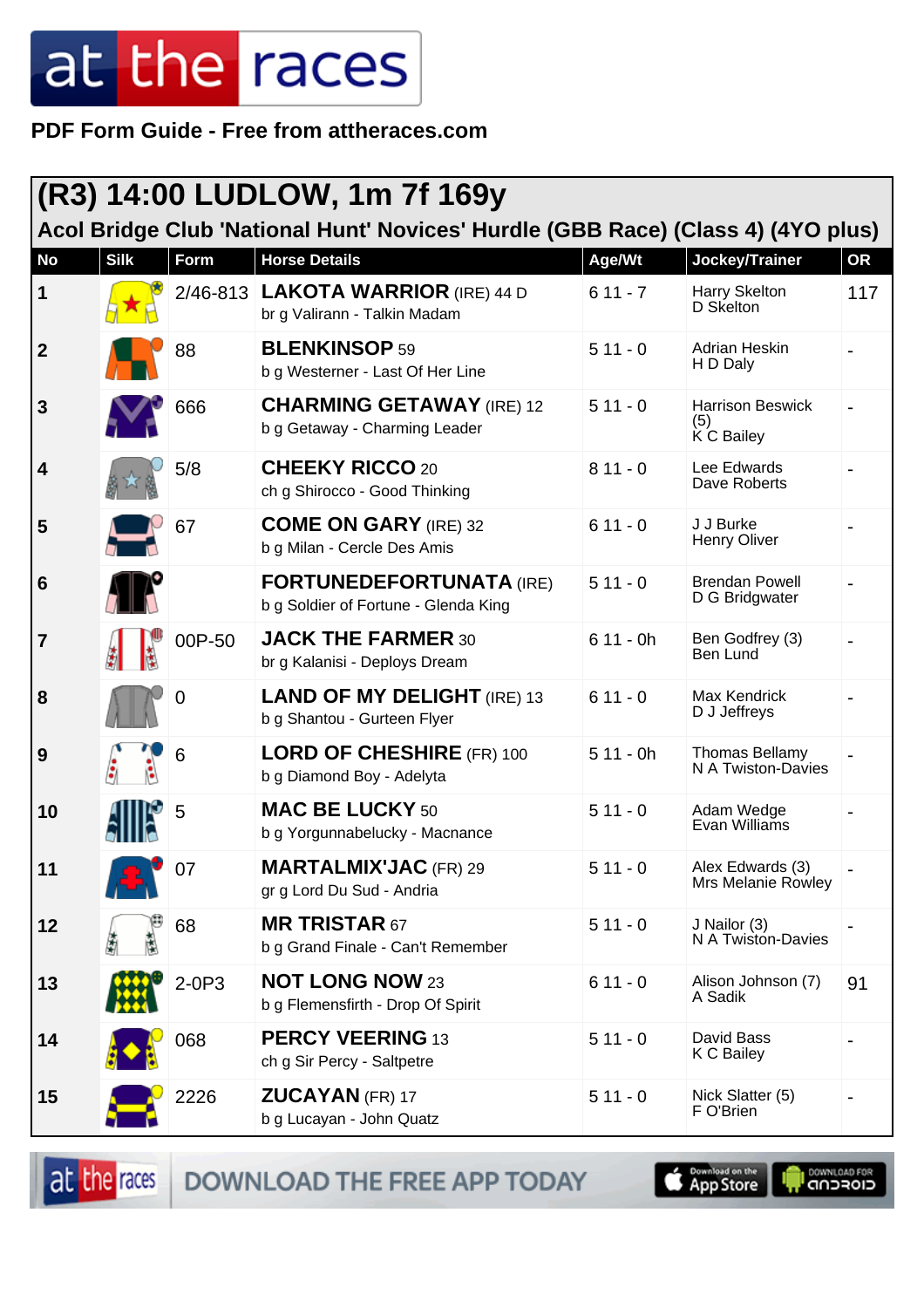PDF Form Guide - Free from attheraces.com

## (R3) 14:00 LUDLOW, 1m 7f 169y

### Acol Bridge Club 'National Hunt' Novices' Hurdle (GBB Race) (Class 4) (4YO plus)

| No | Silk | Form | Horse Details | Age/Wt | Jockey/Trainer | OR |
|---|---|---|---|---|---|---|
| 1 | | 2/46-813 | **LAKOTA WARRIOR** (IRE) 44 D<br>br g Valirann - Talkin Madam | 6 11 - 7 | Harry Skelton<br>D Skelton | 117 |
| 2 | | 88 | **BLENKINSOP** 59<br>b g Westerner - Last Of Her Line | 5 11 - 0 | Adrian Heskin<br>H D Daly | - |
| 3 | | 666 | **CHARMING GETAWAY** (IRE) 12<br>b g Getaway - Charming Leader | 5 11 - 0 | Harrison Beswick (5)<br>K C Bailey | - |
| 4 | | 5/8 | **CHEEKY RICCO** 20<br>ch g Shirocco - Good Thinking | 8 11 - 0 | Lee Edwards<br>Dave Roberts | - |
| 5 | | 67 | **COME ON GARY** (IRE) 32<br>b g Milan - Cercle Des Amis | 6 11 - 0 | J J Burke<br>Henry Oliver | - |
| 6 | | | **FORTUNEDEFORTUNATA** (IRE)<br>b g Soldier of Fortune - Glenda King | 5 11 - 0 | Brendan Powell<br>D G Bridgwater | - |
| 7 | | 00P-50 | **JACK THE FARMER** 30<br>br g Kalanisi - Deploys Dream | 6 11 - 0h | Ben Godfrey (3)<br>Ben Lund | - |
| 8 | | 0 | **LAND OF MY DELIGHT** (IRE) 13<br>b g Shantou - Gurteen Flyer | 6 11 - 0 | Max Kendrick<br>D J Jeffreys | - |
| 9 | | 6 | **LORD OF CHESHIRE** (FR) 100<br>b g Diamond Boy - Adelyta | 5 11 - 0h | Thomas Bellamy<br>N A Twiston-Davies | - |
| 10 | | 5 | **MAC BE LUCKY** 50<br>b g Yorgunnabelucky - Macnance | 5 11 - 0 | Adam Wedge<br>Evan Williams | - |
| 11 | | 07 | **MARTALMIX'JAC** (FR) 29<br>gr g Lord Du Sud - Andria | 5 11 - 0 | Alex Edwards (3)<br>Mrs Melanie Rowley | - |
| 12 | | 68 | **MR TRISTAR** 67<br>b g Grand Finale - Can't Remember | 5 11 - 0 | J Nailor (3)<br>N A Twiston-Davies | - |
| 13 | | 2-0P3 | **NOT LONG NOW** 23<br>b g Flemensfirth - Drop Of Spirit | 6 11 - 0 | Alison Johnson (7)<br>A Sadik | 91 |
| 14 | | 068 | **PERCY VEERING** 13<br>ch g Sir Percy - Saltpetre | 5 11 - 0 | David Bass<br>K C Bailey | - |
| 15 | | 2226 | **ZUCAYAN** (FR) 17<br>b g Lucayan - John Quatz | 5 11 - 0 | Nick Slatter (5)<br>F O'Brien | - |

DOWNLOAD THE FREE APP TODAY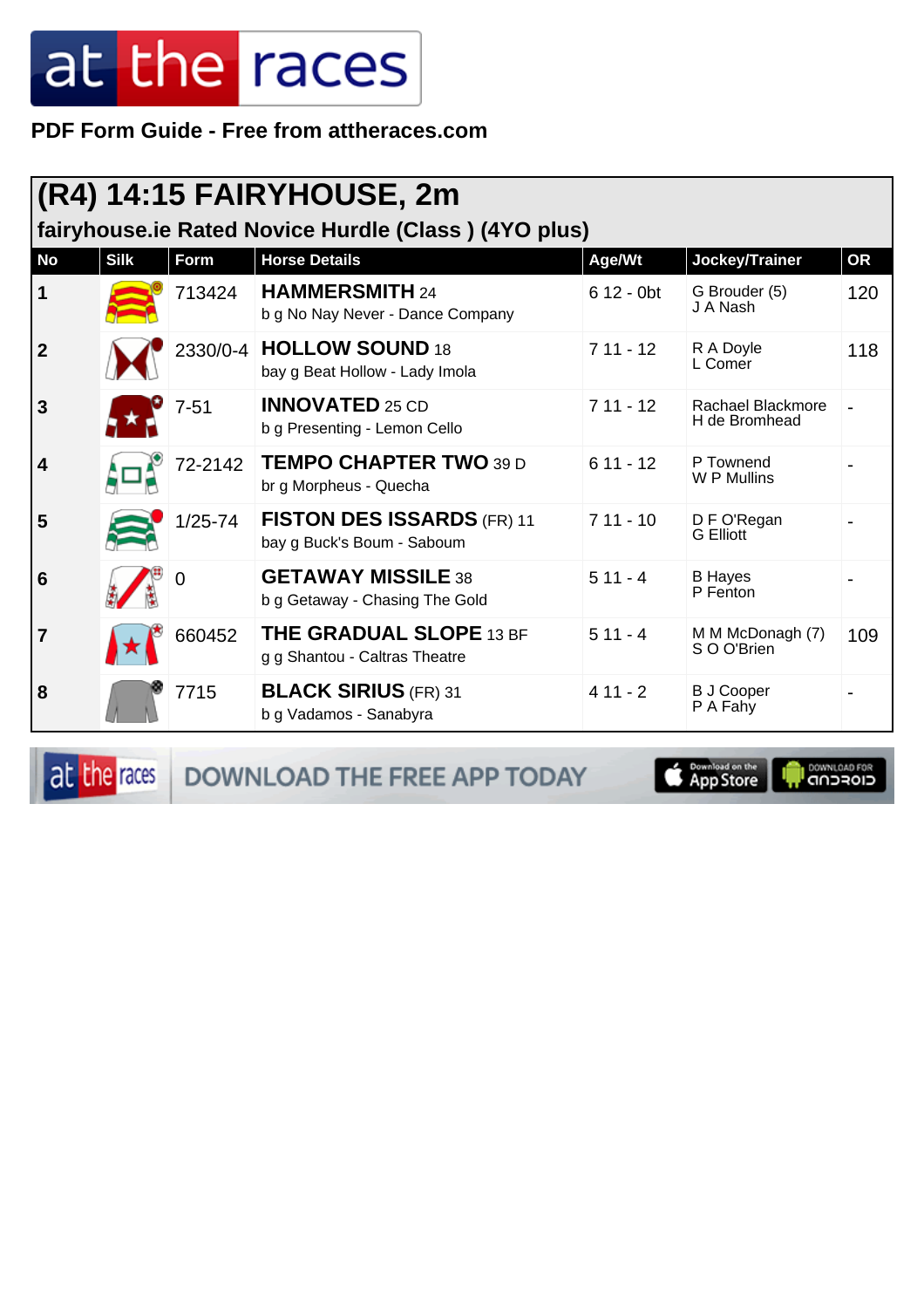# at the races

**PDF Form Guide - Free from attheraces.com**

## (R4) 14:15 FAIRYHOUSE, 2m

### fairyhouse.ie Rated Novice Hurdle (Class ) (4YO plus)

| No | Silk | Form | Horse Details | Age/Wt | Jockey/Trainer | OR |
|---|---|---|---|---|---|---|
| 1 | | 713424 | **HAMMERSMITH** 24<br>b g No Nay Never - Dance Company | 6 12 - 0bt | G Brouder (5)<br>J A Nash | 120 |
| 2 | | 2330/0-4 | **HOLLOW SOUND** 18<br>bay g Beat Hollow - Lady Imola | 7 11 - 12 | R A Doyle<br>L Comer | 118 |
| 3 | | 7-51 | **INNOVATED** 25 CD<br>b g Presenting - Lemon Cello | 7 11 - 12 | Rachael Blackmore<br>H de Bromhead | - |
| 4 | | 72-2142 | **TEMPO CHAPTER TWO** 39 D<br>br g Morpheus - Quecha | 6 11 - 12 | P Townend<br>W P Mullins | - |
| 5 | | 1/25-74 | **FISTON DES ISSARDS** (FR) 11<br>bay g Buck's Boum - Saboum | 7 11 - 10 | D F O'Regan<br>G Elliott | - |
| 6 | | 0 | **GETAWAY MISSILE** 38<br>b g Getaway - Chasing The Gold | 5 11 - 4 | B Hayes<br>P Fenton | - |
| 7 | | 660452 | **THE GRADUAL SLOPE** 13 BF<br>g g Shantou - Caltras Theatre | 5 11 - 4 | M M McDonagh (7)<br>S O O'Brien | 109 |
| 8 | | 7715 | **BLACK SIRIUS** (FR) 31<br>b g Vadamos - Sanabyra | 4 11 - 2 | B J Cooper<br>P A Fahy | - |

DOWNLOAD THE FREE APP TODAY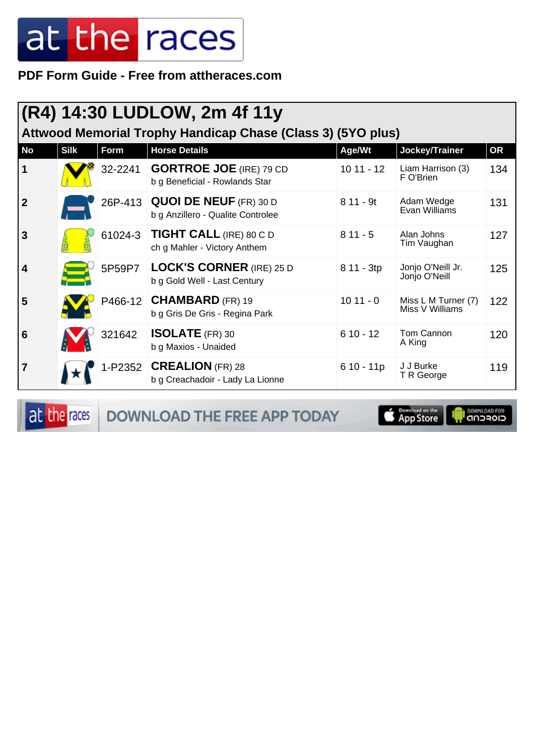PDF Form Guide - Free from attheraces.com

# (R4) 14:30 LUDLOW, 2m 4f 11y

## Attwood Memorial Trophy Handicap Chase (Class 3) (5YO plus)

| No | Silk | Form | Horse Details | Age/Wt | Jockey/Trainer | OR |
|---|---|---|---|---|---|---|
| 1 | | 32-2241 | **GORTROE JOE** (IRE) 79 CD<br>b g Beneficial - Rowlands Star | 10 11 - 12 | Liam Harrison (3)<br>F O'Brien | 134 |
| 2 | | 26P-413 | **QUOI DE NEUF** (FR) 30 D<br>b g Anzillero - Qualite Controlee | 8 11 - 9t | Adam Wedge<br>Evan Williams | 131 |
| 3 | | 61024-3 | **TIGHT CALL** (IRE) 80 C D<br>ch g Mahler - Victory Anthem | 8 11 - 5 | Alan Johns<br>Tim Vaughan | 127 |
| 4 | | 5P59P7 | **LOCK'S CORNER** (IRE) 25 D<br>b g Gold Well - Last Century | 8 11 - 3tp | Jonjo O'Neill Jr.<br>Jonjo O'Neill | 125 |
| 5 | | P466-12 | **CHAMBARD** (FR) 19<br>b g Gris De Gris - Regina Park | 10 11 - 0 | Miss L M Turner (7)<br>Miss V Williams | 122 |
| 6 | | 321642 | **ISOLATE** (FR) 30<br>b g Maxios - Unaided | 6 10 - 12 | Tom Cannon<br>A King | 120 |
| 7 | | 1-P2352 | **CREALION** (FR) 28<br>b g Creachadoir - Lady La Lionne | 6 10 - 11p | J J Burke<br>T R George | 119 |

DOWNLOAD THE FREE APP TODAY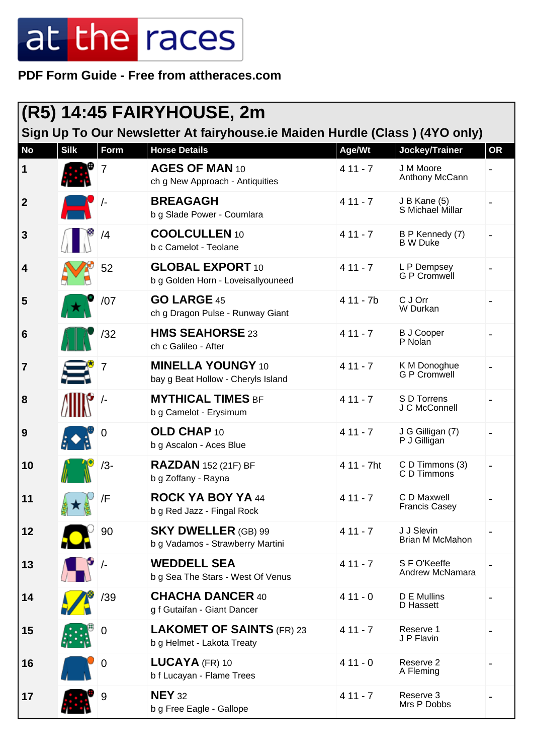**PDF Form Guide - Free from attheraces.com**

# (R5) 14:45 FAIRYHOUSE, 2m

## Sign Up To Our Newsletter At fairyhouse.ie Maiden Hurdle (Class ) (4YO only)

| No | Silk | Form | Horse Details | Age/Wt | Jockey/Trainer | OR |
|---|---|---|---|---|---|---|
| 1 | | 7 | **AGES OF MAN** 10<br>ch g New Approach - Antiquities | 4 11 - 7 | J M Moore<br>Anthony McCann | - |
| 2 | | /- | **BREAGAGH**<br>b g Slade Power - Coumlara | 4 11 - 7 | J B Kane (5)<br>S Michael Millar | - |
| 3 | | /4 | **COOLCULLEN** 10<br>b c Camelot - Teolane | 4 11 - 7 | B P Kennedy (7)<br>B W Duke | - |
| 4 | | 52 | **GLOBAL EXPORT** 10<br>b g Golden Horn - Loveisallyouneed | 4 11 - 7 | L P Dempsey<br>G P Cromwell | - |
| 5 | | /07 | **GO LARGE** 45<br>ch g Dragon Pulse - Runway Giant | 4 11 - 7b | C J Orr<br>W Durkan | - |
| 6 | | /32 | **HMS SEAHORSE** 23<br>ch c Galileo - After | 4 11 - 7 | B J Cooper<br>P Nolan | - |
| 7 | | 7 | **MINELLA YOUNGY** 10<br>bay g Beat Hollow - Cherryls Island | 4 11 - 7 | K M Donoghue<br>G P Cromwell | - |
| 8 | | /- | **MYTHICAL TIMES** BF<br>b g Camelot - Erysimum | 4 11 - 7 | S D Torrens<br>J C McConnell | - |
| 9 | | 0 | **OLD CHAP** 10<br>b g Ascalon - Aces Blue | 4 11 - 7 | J G Gilligan (7)<br>P J Gilligan | - |
| 10 | | /3- | **RAZDAN** 152 (21F) BF<br>b g Zoffany - Rayna | 4 11 - 7ht | C D Timmons (3)<br>C D Timmons | - |
| 11 | | /F | **ROCK YA BOY YA** 44<br>b g Red Jazz - Fingal Rock | 4 11 - 7 | C D Maxwell<br>Francis Casey | - |
| 12 | | 90 | **SKY DWELLER** (GB) 99<br>b g Vadamos - Strawberry Martini | 4 11 - 7 | J J Slevin<br>Brian M McMahon | - |
| 13 | | /- | **WEDDELL SEA**<br>b g Sea The Stars - West Of Venus | 4 11 - 7 | S F O'Keeffe<br>Andrew McNamara | - |
| 14 | | /39 | **CHACHA DANCER** 40<br>g f Gutaifan - Giant Dancer | 4 11 - 0 | D E Mullins<br>D Hassett | - |
| 15 | | 0 | **LAKOMET OF SAINTS** (FR) 23<br>b g Helmet - Lakota Treaty | 4 11 - 7 | Reserve 1<br>J P Flavin | - |
| 16 | | 0 | **LUCAYA** (FR) 10<br>b f Lucayan - Flame Trees | 4 11 - 0 | Reserve 2<br>A Fleming | - |
| 17 | | 9 | **NEY** 32<br>b g Free Eagle - Gallope | 4 11 - 7 | Reserve 3<br>Mrs P Dobbs | - |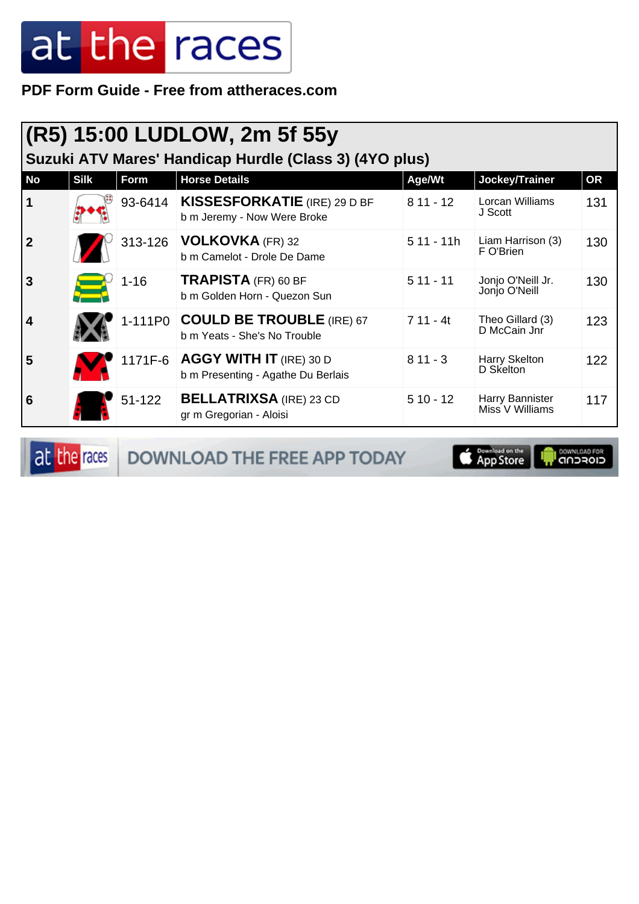**PDF Form Guide - Free from attheraces.com**

# (R5) 15:00 LUDLOW, 2m 5f 55y

## Suzuki ATV Mares' Handicap Hurdle (Class 3) (4YO plus)

| No | Silk | Form | Horse Details | Age/Wt | Jockey/Trainer | OR |
|---|---|---|---|---|---|---|
| 1 | | 93-6414 | **KISSESFORKATIE** (IRE) 29 D BF<br>b m Jeremy - Now Were Broke | 8 11 - 12 | Lorcan Williams<br>J Scott | 131 |
| 2 | | 313-126 | **VOLKOVKA** (FR) 32<br>b m Camelot - Drole De Dame | 5 11 - 11h | Liam Harrison (3)<br>F O'Brien | 130 |
| 3 | | 1-16 | **TRAPISTA** (FR) 60 BF<br>b m Golden Horn - Quezon Sun | 5 11 - 11 | Jonjo O'Neill Jr.<br>Jonjo O'Neill | 130 |
| 4 | | 1-111P0 | **COULD BE TROUBLE** (IRE) 67<br>b m Yeats - She's No Trouble | 7 11 - 4t | Theo Gillard (3)<br>D McCain Jnr | 123 |
| 5 | | 1171F-6 | **AGGY WITH IT** (IRE) 30 D<br>b m Presenting - Agathe Du Berlais | 8 11 - 3 | Harry Skelton<br>D Skelton | 122 |
| 6 | | 51-122 | **BELLATRIXSA** (IRE) 23 CD<br>gr m Gregorian - Aloisi | 5 10 - 12 | Harry Bannister<br>Miss V Williams | 117 |

DOWNLOAD THE FREE APP TODAY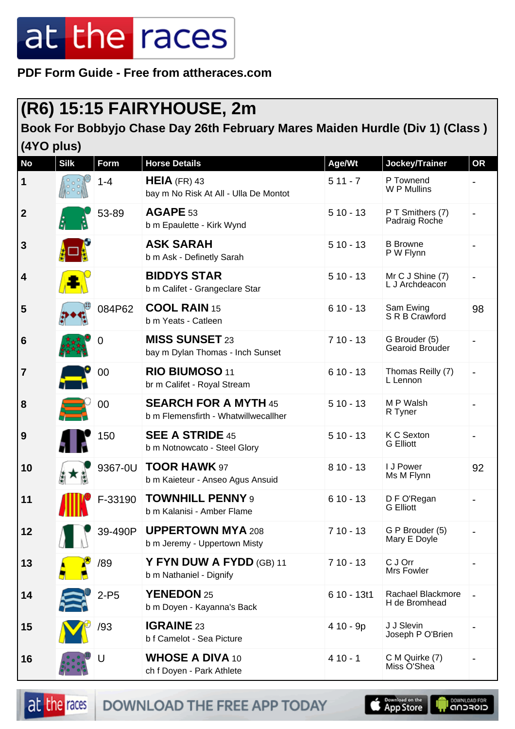# at the races

**PDF Form Guide - Free from attheraces.com**

## (R6) 15:15 FAIRYHOUSE, 2m

### Book For Bobbyjo Chase Day 26th February Mares Maiden Hurdle (Div 1) (Class ) (4YO plus)

| No | Silk | Form | Horse Details | Age/Wt | Jockey/Trainer | OR |
|---|---|---|---|---|---|---|
| 1 | | 1-4 | **HEIA** (FR) 43<br>bay m No Risk At All - Ulla De Montot | 5 11 - 7 | P Townend<br>W P Mullins | - |
| 2 | | 53-89 | **AGAPE** 53<br>b m Epaulette - Kirk Wynd | 5 10 - 13 | P T Smithers (7)<br>Padraig Roche | - |
| 3 | | | **ASK SARAH**<br>b m Ask - Definetly Sarah | 5 10 - 13 | B Browne<br>P W Flynn | - |
| 4 | | | **BIDDYS STAR**<br>b m Califet - Grangeclare Star | 5 10 - 13 | Mr C J Shine (7)<br>L J Archdeacon | - |
| 5 | | 084P62 | **COOL RAIN** 15<br>b m Yeats - Catleen | 6 10 - 13 | Sam Ewing<br>S R B Crawford | 98 |
| 6 | | 0 | **MISS SUNSET** 23<br>bay m Dylan Thomas - Inch Sunset | 7 10 - 13 | G Brouder (5)<br>Gearoid Brouder | - |
| 7 | | 00 | **RIO BIUMOSO** 11<br>br m Califet - Royal Stream | 6 10 - 13 | Thomas Reilly (7)<br>L Lennon | - |
| 8 | | 00 | **SEARCH FOR A MYTH** 45<br>b m Flemensfirth - Whatwillwecallher | 5 10 - 13 | M P Walsh<br>R Tyner | - |
| 9 | | 150 | **SEE A STRIDE** 45<br>b m Notnowcato - Steel Glory | 5 10 - 13 | K C Sexton<br>G Elliott | - |
| 10 | | 9367-0U | **TOOR HAWK** 97<br>b m Kaieteur - Anseo Agus Ansuid | 8 10 - 13 | I J Power<br>Ms M Flynn | 92 |
| 11 | | F-33190 | **TOWNHILL PENNY** 9<br>b m Kalanisi - Amber Flame | 6 10 - 13 | D F O'Regan<br>G Elliott | - |
| 12 | | 39-490P | **UPPERTOWN MYA** 208<br>b m Jeremy - Uppertown Misty | 7 10 - 13 | G P Brouder (5)<br>Mary E Doyle | - |
| 13 | | /89 | **Y FYN DUW A FYDD** (GB) 11<br>b m Nathaniel - Dignify | 7 10 - 13 | C J Orr<br>Mrs Fowler | - |
| 14 | | 2-P5 | **YENEDON** 25<br>b m Doyen - Kayanna's Back | 6 10 - 13t1 | Rachael Blackmore<br>H de Bromhead | - |
| 15 | | /93 | **IGRAINE** 23<br>b f Camelot - Sea Picture | 4 10 - 9p | J J Slevin<br>Joseph P O'Brien | - |
| 16 | | U | **WHOSE A DIVA** 10<br>ch f Doyen - Park Athlete | 4 10 - 1 | C M Quirke (7)<br>Miss O'Shea | - |

DOWNLOAD THE FREE APP TODAY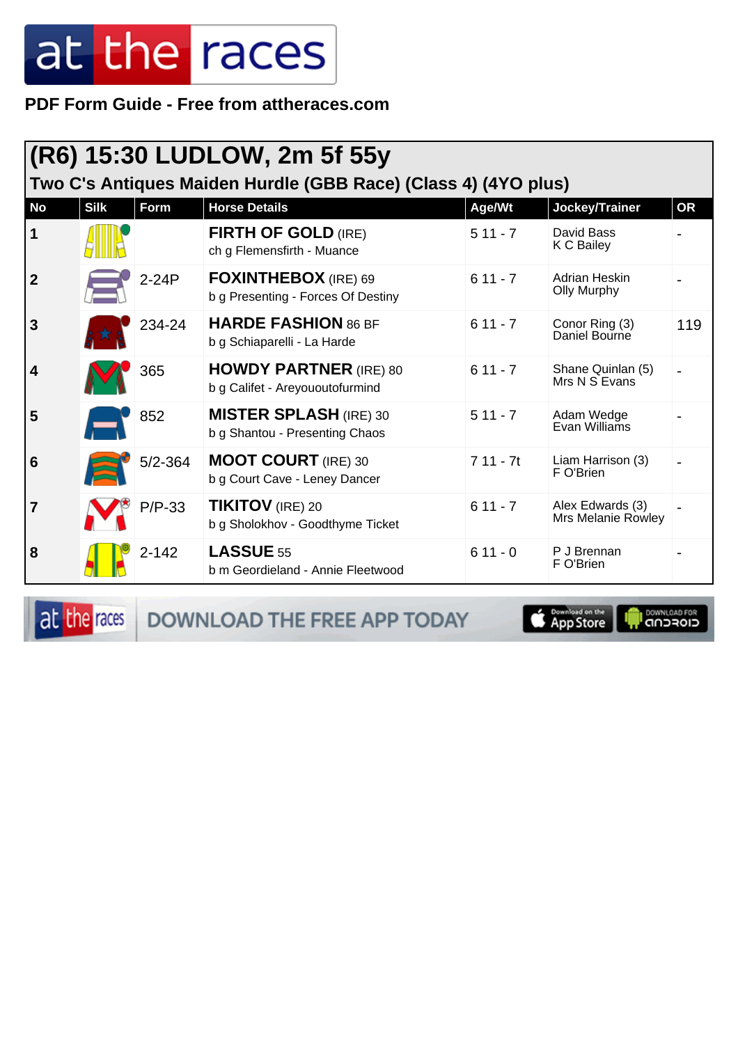**PDF Form Guide - Free from attheraces.com**

## (R6) 15:30 LUDLOW, 2m 5f 55y

### Two C's Antiques Maiden Hurdle (GBB Race) (Class 4) (4YO plus)

| No | Silk | Form | Horse Details | Age/Wt | Jockey/Trainer | OR |
|---|---|---|---|---|---|---|
| 1 | | | **FIRTH OF GOLD** (IRE)<br>ch g Flemensfirth - Muance | 5 11 - 7 | David Bass<br>K C Bailey | - |
| 2 | | 2-24P | **FOXINTHEBOX** (IRE) 69<br>b g Presenting - Forces Of Destiny | 6 11 - 7 | Adrian Heskin<br>Olly Murphy | - |
| 3 | | 234-24 | **HARDE FASHION** 86 BF<br>b g Schiaparelli - La Harde | 6 11 - 7 | Conor Ring (3)<br>Daniel Bourne | 119 |
| 4 | | 365 | **HOWDY PARTNER** (IRE) 80<br>b g Califet - Areyououtofurmind | 6 11 - 7 | Shane Quinlan (5)<br>Mrs N S Evans | - |
| 5 | | 852 | **MISTER SPLASH** (IRE) 30<br>b g Shantou - Presenting Chaos | 5 11 - 7 | Adam Wedge<br>Evan Williams | - |
| 6 | | 5/2-364 | **MOOT COURT** (IRE) 30<br>b g Court Cave - Leney Dancer | 7 11 - 7t | Liam Harrison (3)<br>F O'Brien | - |
| 7 | | P/P-33 | **TIKITOV** (IRE) 20<br>b g Sholokhov - Goodthyme Ticket | 6 11 - 7 | Alex Edwards (3)<br>Mrs Melanie Rowley | - |
| 8 | | 2-142 | **LASSUE** 55<br>b m Geordieland - Annie Fleetwood | 6 11 - 0 | P J Brennan<br>F O'Brien | - |

DOWNLOAD THE FREE APP TODAY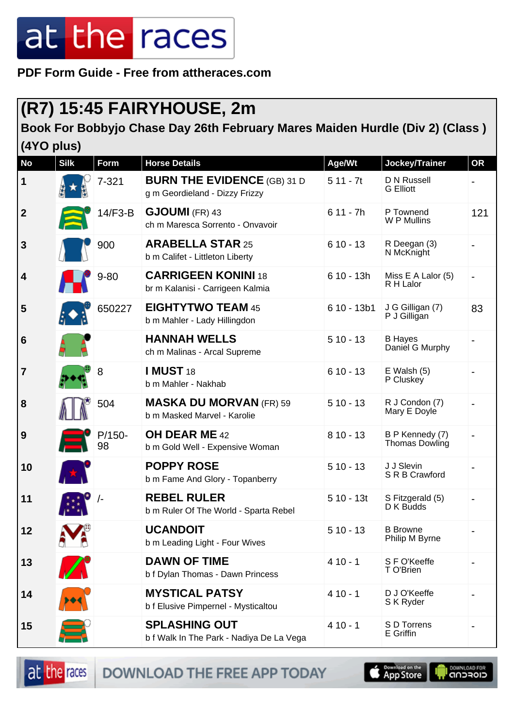**PDF Form Guide - Free from attheraces.com**

## (R7) 15:45 FAIRYHOUSE, 2m

### Book For Bobbyjo Chase Day 26th February Mares Maiden Hurdle (Div 2) (Class ) (4YO plus)

| No | Silk | Form | Horse Details | Age/Wt | Jockey/Trainer | OR |
|---|---|---|---|---|---|---|
| 1 | | 7-321 | **BURN THE EVIDENCE** (GB) 31 D<br>g m Geordieland - Dizzy Frizzy | 5 11 - 7t | D N Russell<br>G Elliott | - |
| 2 | | 14/F3-B | **GJOUMI** (FR) 43<br>ch m Maresca Sorrento - Onvavoir | 6 11 - 7h | P Townend<br>W P Mullins | 121 |
| 3 | | 900 | **ARABELLA STAR** 25<br>b m Califet - Littleton Liberty | 6 10 - 13 | R Deegan (3)<br>N McKnight | - |
| 4 | | 9-80 | **CARRIGEEN KONINI** 18<br>br m Kalanisi - Carrigeen Kalmia | 6 10 - 13h | Miss E A Lalor (5)<br>R H Lalor | - |
| 5 | | 650227 | **EIGHTYTWO TEAM** 45<br>b m Mahler - Lady Hillingdon | 6 10 - 13b1 | J G Gilligan (7)<br>P J Gilligan | 83 |
| 6 | | | **HANNAH WELLS**<br>ch m Malinas - Arcal Supreme | 5 10 - 13 | B Hayes<br>Daniel G Murphy | - |
| 7 | | 8 | **I MUST** 18<br>b m Mahler - Nakhab | 6 10 - 13 | E Walsh (5)<br>P Cluskey | - |
| 8 | | 504 | **MASKA DU MORVAN** (FR) 59<br>b m Masked Marvel - Karolie | 5 10 - 13 | R J Condon (7)<br>Mary E Doyle | - |
| 9 | | P/150-98 | **OH DEAR ME** 42<br>b m Gold Well - Expensive Woman | 8 10 - 13 | B P Kennedy (7)<br>Thomas Dowling | - |
| 10 | | | **POPPY ROSE**<br>b m Fame And Glory - Topanberry | 5 10 - 13 | J J Slevin<br>S R B Crawford | - |
| 11 | | /- | **REBEL RULER**<br>b m Ruler Of The World - Sparta Rebel | 5 10 - 13t | S Fitzgerald (5)<br>D K Budds | - |
| 12 | | | **UCANDOIT**<br>b m Leading Light - Four Wives | 5 10 - 13 | B Browne<br>Philip M Byrne | - |
| 13 | | | **DAWN OF TIME**<br>b f Dylan Thomas - Dawn Princess | 4 10 - 1 | S F O'Keeffe<br>T O'Brien | - |
| 14 | | | **MYSTICAL PATSY**<br>b f Elusive Pimpernel - Mysticaltou | 4 10 - 1 | D J O'Keeffe<br>S K Ryder | - |
| 15 | | | **SPLASHING OUT**<br>b f Walk In The Park - Nadiya De La Vega | 4 10 - 1 | S D Torrens<br>E Griffin | - |

DOWNLOAD THE FREE APP TODAY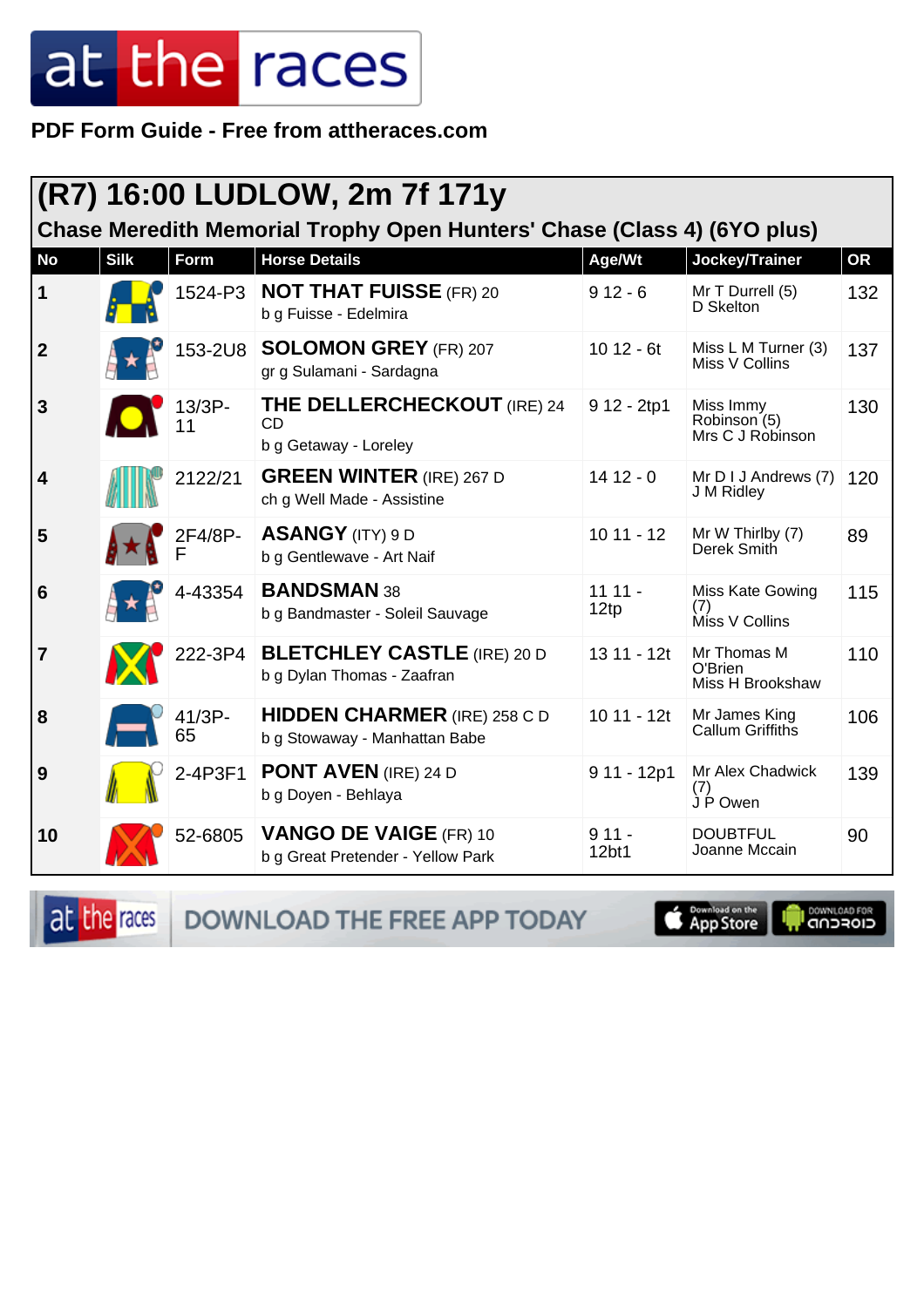**PDF Form Guide - Free from attheraces.com**

## (R7) 16:00 LUDLOW, 2m 7f 171y

### Chase Meredith Memorial Trophy Open Hunters' Chase (Class 4) (6YO plus)

| No | Silk | Form | Horse Details | Age/Wt | Jockey/Trainer | OR |
|---|---|---|---|---|---|---|
| 1 | | 1524-P3 | **NOT THAT FUISSE** (FR) 20<br>b g Fuisse - Edelmira | 9 12 - 6 | Mr T Durrell (5)<br>D Skelton | 132 |
| 2 | | 153-2U8 | **SOLOMON GREY** (FR) 207<br>gr g Sulamani - Sardagna | 10 12 - 6t | Miss L M Turner (3)<br>Miss V Collins | 137 |
| 3 | | 13/3P-11 | **THE DELLERCHECKOUT** (IRE) 24 CD<br>b g Getaway - Loreley | 9 12 - 2tp1 | Miss Immy Robinson (5)<br>Mrs C J Robinson | 130 |
| 4 | | 2122/21 | **GREEN WINTER** (IRE) 267 D<br>ch g Well Made - Assistine | 14 12 - 0 | Mr D I J Andrews (7)<br>J M Ridley | 120 |
| 5 | | 2F4/8P-F | **ASANGY** (ITY) 9 D<br>b g Gentlewave - Art Naif | 10 11 - 12 | Mr W Thirlby (7)<br>Derek Smith | 89 |
| 6 | | 4-43354 | **BANDSMAN** 38<br>b g Bandmaster - Soleil Sauvage | 11 11 - 12tp | Miss Kate Gowing (7)<br>Miss V Collins | 115 |
| 7 | | 222-3P4 | **BLETCHLEY CASTLE** (IRE) 20 D<br>b g Dylan Thomas - Zaafran | 13 11 - 12t | Mr Thomas M O'Brien<br>Miss H Brookshaw | 110 |
| 8 | | 41/3P-65 | **HIDDEN CHARMER** (IRE) 258 C D<br>b g Stowaway - Manhattan Babe | 10 11 - 12t | Mr James King<br>Callum Griffiths | 106 |
| 9 | | 2-4P3F1 | **PONT AVEN** (IRE) 24 D<br>b g Doyen - Behlaya | 9 11 - 12p1 | Mr Alex Chadwick (7)<br>J P Owen | 139 |
| 10 | | 52-6805 | **VANGO DE VAIGE** (FR) 10<br>b g Great Pretender - Yellow Park | 9 11 - 12bt1 | DOUBTFUL<br>Joanne Mccain | 90 |

DOWNLOAD THE FREE APP TODAY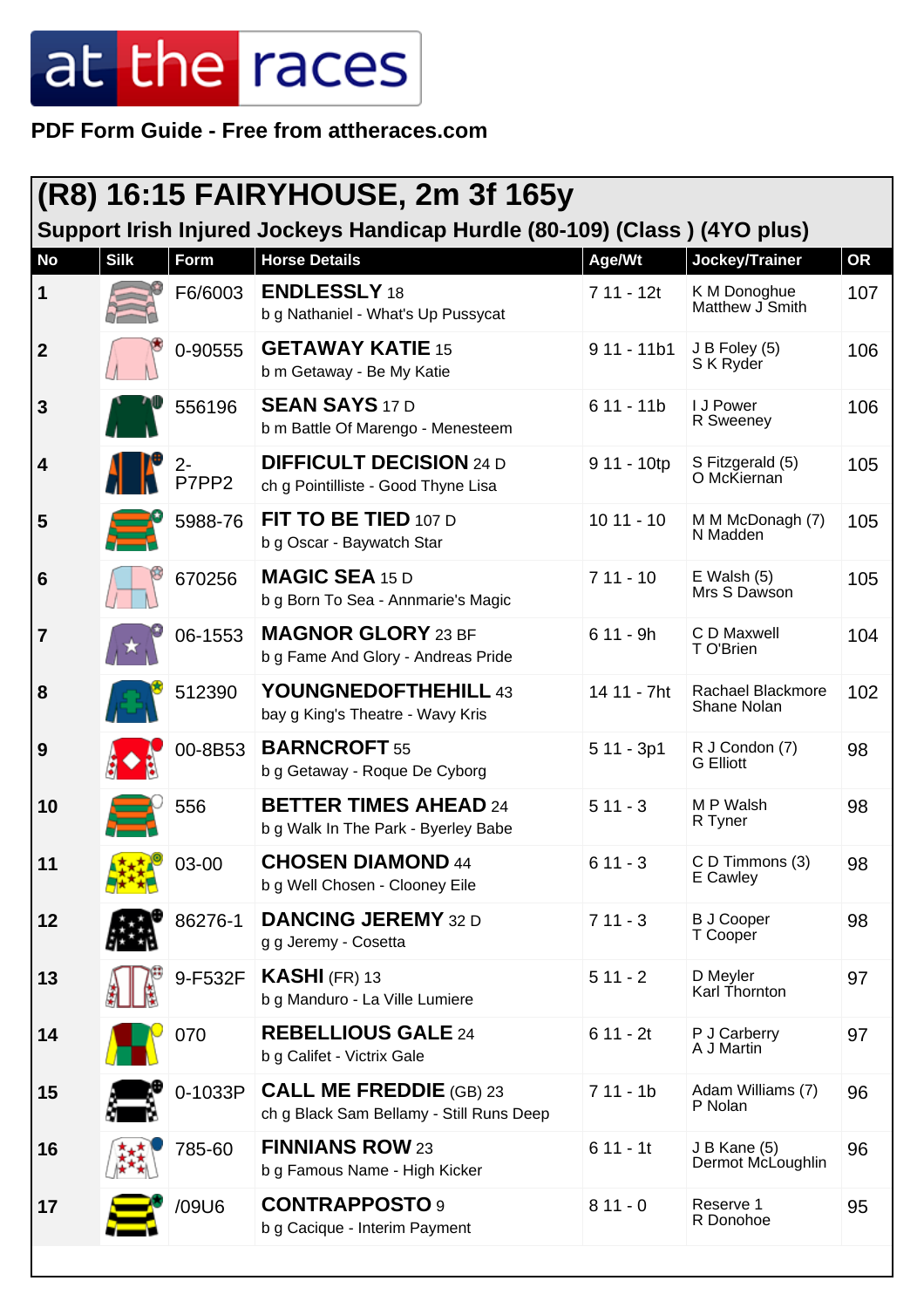# at the races

**PDF Form Guide - Free from attheraces.com**

## (R8) 16:15 FAIRYHOUSE, 2m 3f 165y

### Support Irish Injured Jockeys Handicap Hurdle (80-109) (Class ) (4YO plus)

| No | Silk | Form | Horse Details | Age/Wt | Jockey/Trainer | OR |
|---|---|---|---|---|---|---|
| 1 | | F6/6003 | **ENDLESSLY** 18<br>b g Nathaniel - What's Up Pussycat | 7 11 - 12t | K M Donoghue<br>Matthew J Smith | 107 |
| 2 | | 0-90555 | **GETAWAY KATIE** 15<br>b m Getaway - Be My Katie | 9 11 - 11b1 | J B Foley (5)<br>S K Ryder | 106 |
| 3 | | 556196 | **SEAN SAYS** 17 D<br>b m Battle Of Marengo - Menesteem | 6 11 - 11b | I J Power<br>R Sweeney | 106 |
| 4 | | 2-P7PP2 | **DIFFICULT DECISION** 24 D<br>ch g Pointilliste - Good Thyne Lisa | 9 11 - 10tp | S Fitzgerald (5)<br>O McKiernan | 105 |
| 5 | | 5988-76 | **FIT TO BE TIED** 107 D<br>b g Oscar - Baywatch Star | 10 11 - 10 | M M McDonagh (7)<br>N Madden | 105 |
| 6 | | 670256 | **MAGIC SEA** 15 D<br>b g Born To Sea - Annmarie's Magic | 7 11 - 10 | E Walsh (5)<br>Mrs S Dawson | 105 |
| 7 | | 06-1553 | **MAGNOR GLORY** 23 BF<br>b g Fame And Glory - Andreas Pride | 6 11 - 9h | C D Maxwell<br>T O'Brien | 104 |
| 8 | | 512390 | **YOUNGNEDOFTHEHILL** 43<br>bay g King's Theatre - Wavy Kris | 14 11 - 7ht | Rachael Blackmore<br>Shane Nolan | 102 |
| 9 | | 00-8B53 | **BARNCROFT** 55<br>b g Getaway - Roque De Cyborg | 5 11 - 3p1 | R J Condon (7)<br>G Elliott | 98 |
| 10 | | 556 | **BETTER TIMES AHEAD** 24<br>b g Walk In The Park - Byerley Babe | 5 11 - 3 | M P Walsh<br>R Tyner | 98 |
| 11 | | 03-00 | **CHOSEN DIAMOND** 44<br>b g Well Chosen - Clooney Eile | 6 11 - 3 | C D Timmons (3)<br>E Cawley | 98 |
| 12 | | 86276-1 | **DANCING JEREMY** 32 D<br>g g Jeremy - Cosetta | 7 11 - 3 | B J Cooper<br>T Cooper | 98 |
| 13 | | 9-F532F | **KASHI** (FR) 13<br>b g Manduro - La Ville Lumiere | 5 11 - 2 | D Meyler<br>Karl Thornton | 97 |
| 14 | | 070 | **REBELLIOUS GALE** 24<br>b g Califet - Victrix Gale | 6 11 - 2t | P J Carberry<br>A J Martin | 97 |
| 15 | | 0-1033P | **CALL ME FREDDIE** (GB) 23<br>ch g Black Sam Bellamy - Still Runs Deep | 7 11 - 1b | Adam Williams (7)<br>P Nolan | 96 |
| 16 | | 785-60 | **FINNIANS ROW** 23<br>b g Famous Name - High Kicker | 6 11 - 1t | J B Kane (5)<br>Dermot McLoughlin | 96 |
| 17 | | /09U6 | **CONTRAPPOSTO** 9<br>b g Cacique - Interim Payment | 8 11 - 0 | Reserve 1<br>R Donohoe | 95 |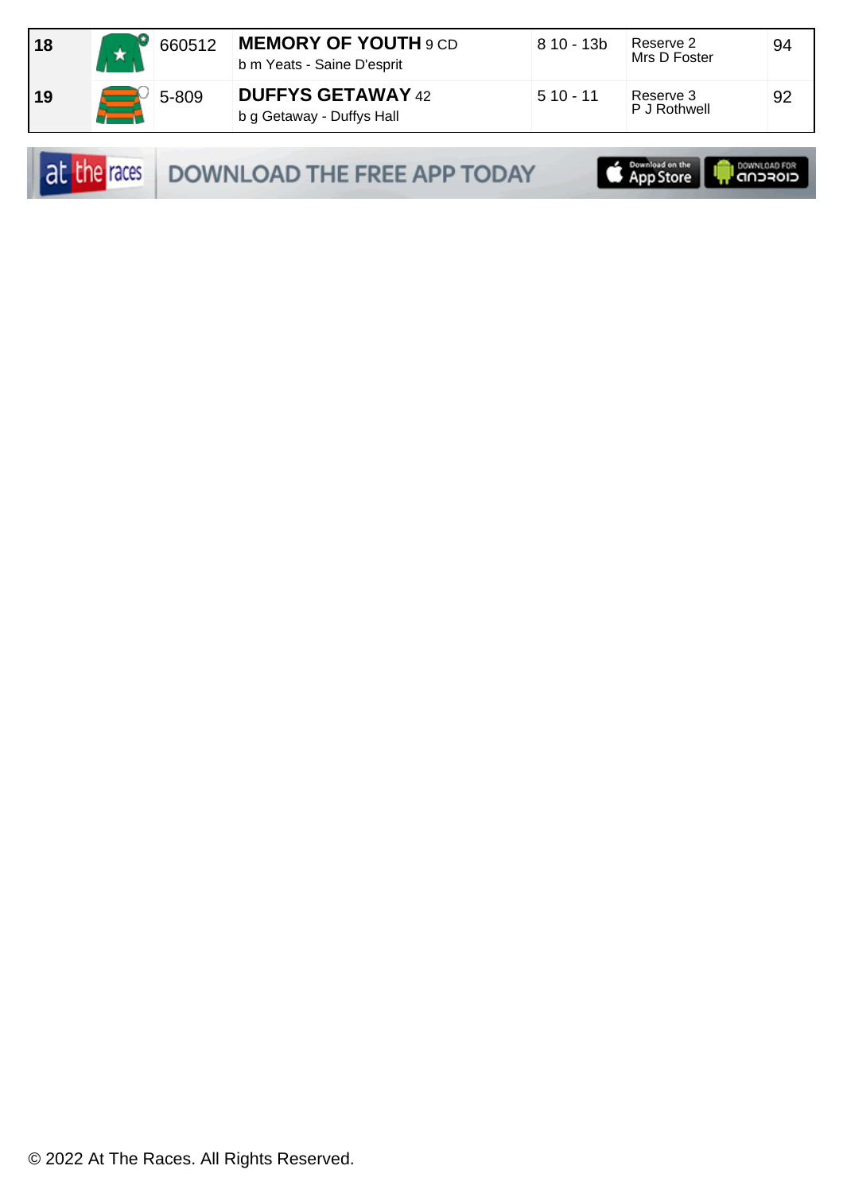| | | | | | | |
|---|---|---|---|---|---|---|
| 18 | | 660512 | **MEMORY OF YOUTH** 9 CD<br>b m Yeats - Saine D'esprit | 8 10 - 13b | Reserve 2<br>Mrs D Foster | 94 |
| 19 | | 5-809 | **DUFFYS GETAWAY** 42<br>b g Getaway - Duffys Hall | 5 10 - 11 | Reserve 3<br>P J Rothwell | 92 |

at the races DOWNLOAD THE FREE APP TODAY Download on the App Store DOWNLOAD FOR ANDROID

© 2022 At The Races. All Rights Reserved.